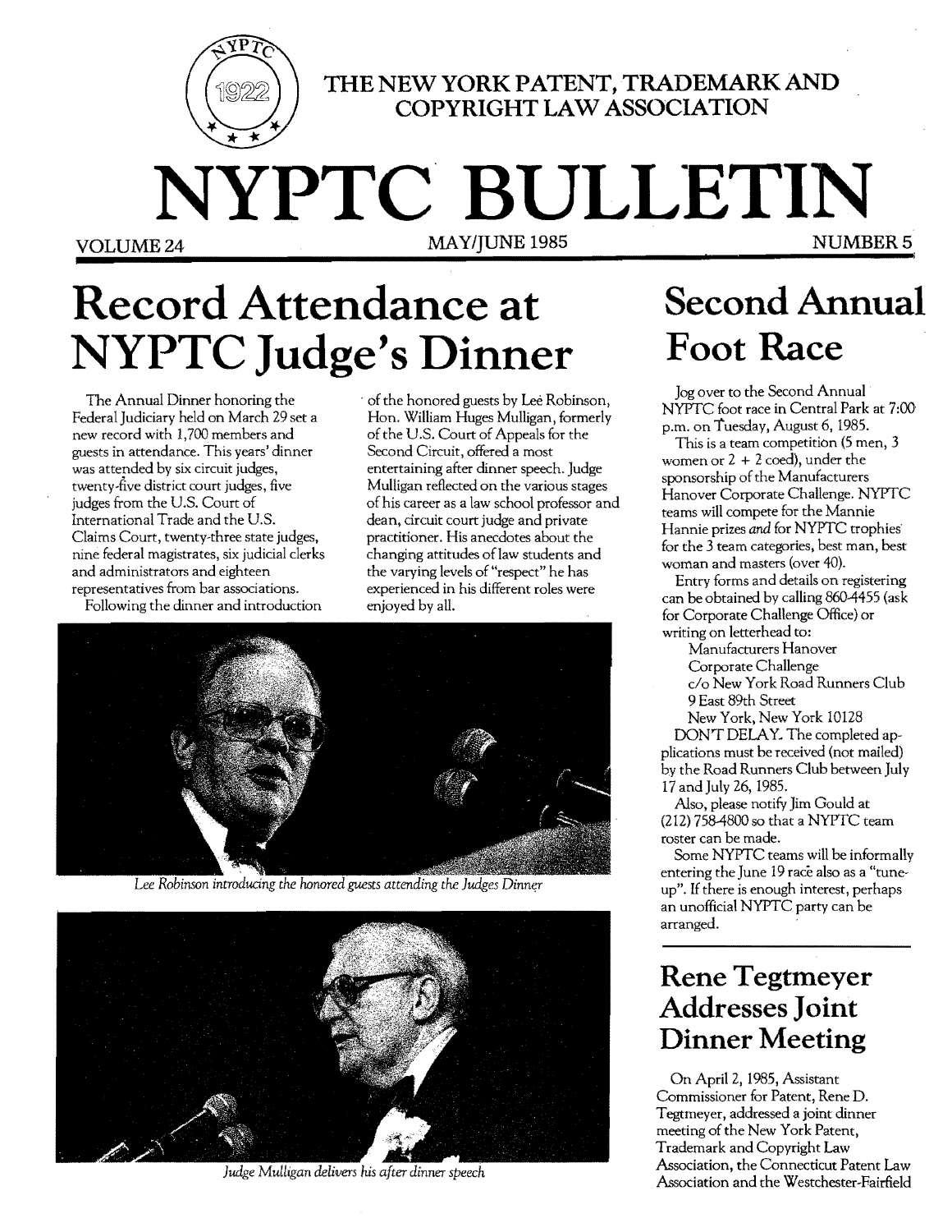THE NEW YORK PATENT, TRADEMARK AND COPYRIGHT LAW ASSOCIATION

# NYPTC BULLETIN

VOLUME 24 | MAY/JUNE 1985 | NUMBER 5

## Record Attendance at NYPTC Judge's Dinner

The Annual Dinner honoring the Federal Judiciary held on March 29 set a new record with 1,700 members and guests in attendance. This years' dinner was attended by six circuit judges, twenty-five district court judges, five judges from the U.S. Court of International Trade and the U.S. Claims Court, twenty-three state judges, nine federal magistrates, six judicial clerks and administrators and eighteen representatives from bar associations.

Following the dinner and introduction of the honored guests by Lee Robinson, Hon. William Huges Mulligan, formerly of the U.S. Court of Appeals for the Second Circuit, offered a most entertaining after dinner speech. Judge Mulligan reflected on the various stages of his career as a law school professor and dean, circuit court judge and private practitioner. His anecdotes about the changing attitudes of law students and the varying levels of "respect" he has experienced in his different roles were enjoyed by all.

*Lee Robinson introducing the honored guests attending the Judges Dinner*

*Judge Mulligan delivers his after dinner speech*

## Second Annual Foot Race

Jog over to the Second Annual NYPTC foot race in Central Park at 7:00 p.m. on Tuesday, August 6, 1985.

This is a team competition (5 men, 3 women or 2 + 2 coed), under the sponsorship of the Manufacturers Hanover Corporate Challenge. NYPTC teams will compete for the Mannie Hannie prizes *and* for NYPTC trophies for the 3 team categories, best man, best woman and masters (over 40).

Entry forms and details on registering can be obtained by calling 860-4455 (ask for Corporate Challenge Office) or writing on letterhead to:

Manufacturers Hanover
Corporate Challenge
c/o New York Road Runners Club
9 East 89th Street
New York, New York 10128

DON'T DELAY. The completed applications must be received (not mailed) by the Road Runners Club between July 17 and July 26, 1985.

Also, please notify Jim Gould at (212) 758-4800 so that a NYPTC team roster can be made.

Some NYPTC teams will be informally entering the June 19 race also as a "tune-up". If there is enough interest, perhaps an unofficial NYPTC party can be arranged.

## Rene Tegtmeyer Addresses Joint Dinner Meeting

On April 2, 1985, Assistant Commissioner for Patent, Rene D. Tegtmeyer, addressed a joint dinner meeting of the New York Patent, Trademark and Copyright Law Association, the Connecticut Patent Law Association and the Westchester-Fairfield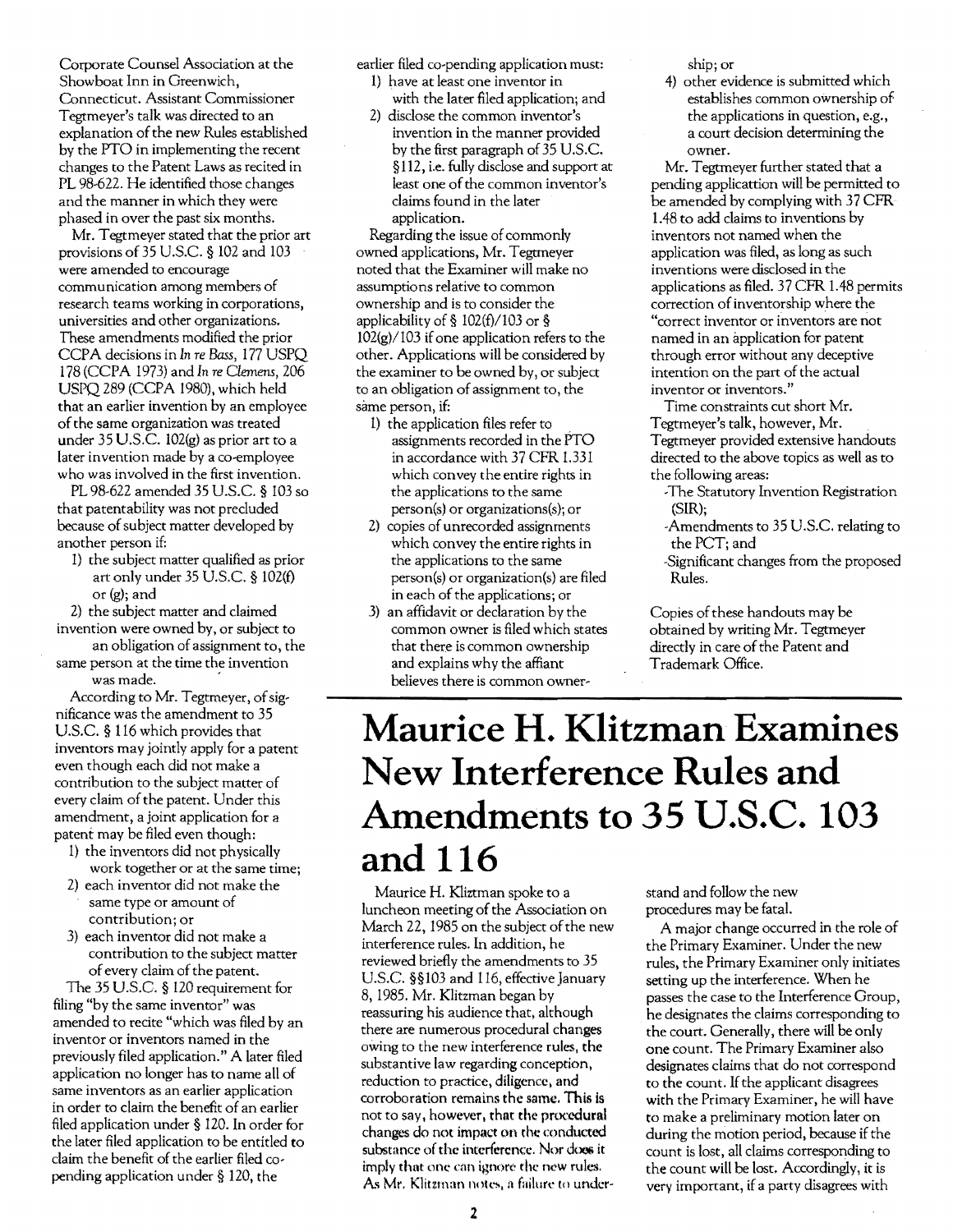Corporate Counsel Association at the Showboat Inn in Greenwich, Connecticut. Assistant Commissioner Tegtmeyer's talk was directed to an explanation of the new Rules established by the PTO in implementing the recent changes to the Patent Laws as recited in PL 98-622. He identified those changes and the manner in which they were phased in over the past six months.

Mr. Tegtmeyer stated that the prior art provisions of 35 U.S.C. § 102 and 103 were amended to encourage communication among members of research teams working in corporations, universities and other organizations. These amendments modified the prior CCPA decisions in *In re Bass*, 177 USPQ 178 (CCPA 1973) and *In re Clemens*, 206 USPQ 289 (CCPA 1980), which held that an earlier invention by an employee of the same organization was treated under 35 U.S.C. 102(g) as prior art to a later invention made by a co-employee who was involved in the first invention.

PL 98-622 amended 35 U.S.C. § 103 so that patentability was not precluded because of subject matter developed by another person if:

1) the subject matter qualified as prior art only under 35 U.S.C. § 102(f) or (g); and
2) the subject matter and claimed invention were owned by, or subject to an obligation of assignment to, the same person at the time the invention was made.

According to Mr. Tegtmeyer, of significance was the amendment to 35 U.S.C. § 116 which provides that inventors may jointly apply for a patent even though each did not make a contribution to the subject matter of every claim of the patent. Under this amendment, a joint application for a patent may be filed even though:

1) the inventors did not physically work together or at the same time;
2) each inventor did not make the same type or amount of contribution; or
3) each inventor did not make a contribution to the subject matter of every claim of the patent.

The 35 U.S.C. § 120 requirement for filing "by the same inventor" was amended to recite "which was filed by an inventor or inventors named in the previously filed application." A later filed application no longer has to name all of same inventors as an earlier application in order to claim the benefit of an earlier filed application under § 120. In order for the later filed application to be entitled to claim the benefit of the earlier filed co-pending application under § 120, the earlier filed co-pending application must:

1) have at least one inventor in with the later filed application; and
2) disclose the common inventor's invention in the manner provided by the first paragraph of 35 U.S.C. §112, i.e. fully disclose and support at least one of the common inventor's claims found in the later application.

Regarding the issue of commonly owned applications, Mr. Tegtmeyer noted that the Examiner will make no assumptions relative to common ownership and is to consider the applicability of § 102(f)/103 or § 102(g)/103 if one application refers to the other. Applications will be considered by the examiner to be owned by, or subject to an obligation of assignment to, the same person, if:

1) the application files refer to assignments recorded in the PTO in accordance with 37 CFR 1.331 which convey the entire rights in the applications to the same person(s) or organizations(s); or
2) copies of unrecorded assignments which convey the entire rights in the applications to the same person(s) or organization(s) are filed in each of the applications; or
3) an affidavit or declaration by the common owner is filed which states that there is common ownership and explains why the affiant believes there is common ownership; or
4) other evidence is submitted which establishes common ownership of the applications in question, e.g., a court decision determining the owner.

Mr. Tegtmeyer further stated that a pending applicattion will be permitted to be amended by complying with 37 CFR 1.48 to add claims to inventions by inventors not named when the application was filed, as long as such inventions were disclosed in the applications as filed. 37 CFR 1.48 permits correction of inventorship where the "correct inventor or inventors are not named in an application for patent through error without any deceptive intention on the part of the actual inventor or inventors."

Time constraints cut short Mr. Tegtmeyer's talk, however, Mr. Tegtmeyer provided extensive handouts directed to the above topics as well as to the following areas:

- The Statutory Invention Registration (SIR);
- Amendments to 35 U.S.C. relating to the PCT; and
- Significant changes from the proposed Rules.

Copies of these handouts may be obtained by writing Mr. Tegtmeyer directly in care of the Patent and Trademark Office.

# Maurice H. Klitzman Examines New Interference Rules and Amendments to 35 U.S.C. 103 and 116

Maurice H. Klitzman spoke to a luncheon meeting of the Association on March 22, 1985 on the subject of the new interference rules. In addition, he reviewed briefly the amendments to 35 U.S.C. §§103 and 116, effective January 8, 1985. Mr. Klitzman began by reassuring his audience that, although there are numerous procedural changes owing to the new interference rules, the substantive law regarding conception, reduction to practice, diligence, and corroboration remains the same. This is not to say, however, that the procedural changes do not impact on the conducted substance of the interference. Nor does it imply that one can ignore the new rules. As Mr. Klitzman notes, a failure to understand and follow the new procedures may be fatal.

A major change occurred in the role of the Primary Examiner. Under the new rules, the Primary Examiner only initiates setting up the interference. When he passes the case to the Interference Group, he designates the claims corresponding to the court. Generally, there will be only one count. The Primary Examiner also designates claims that do not correspond to the count. If the applicant disagrees with the Primary Examiner, he will have to make a preliminary motion later on during the motion period, because if the count is lost, all claims corresponding to the count will be lost. Accordingly, it is very important, if a party disagrees with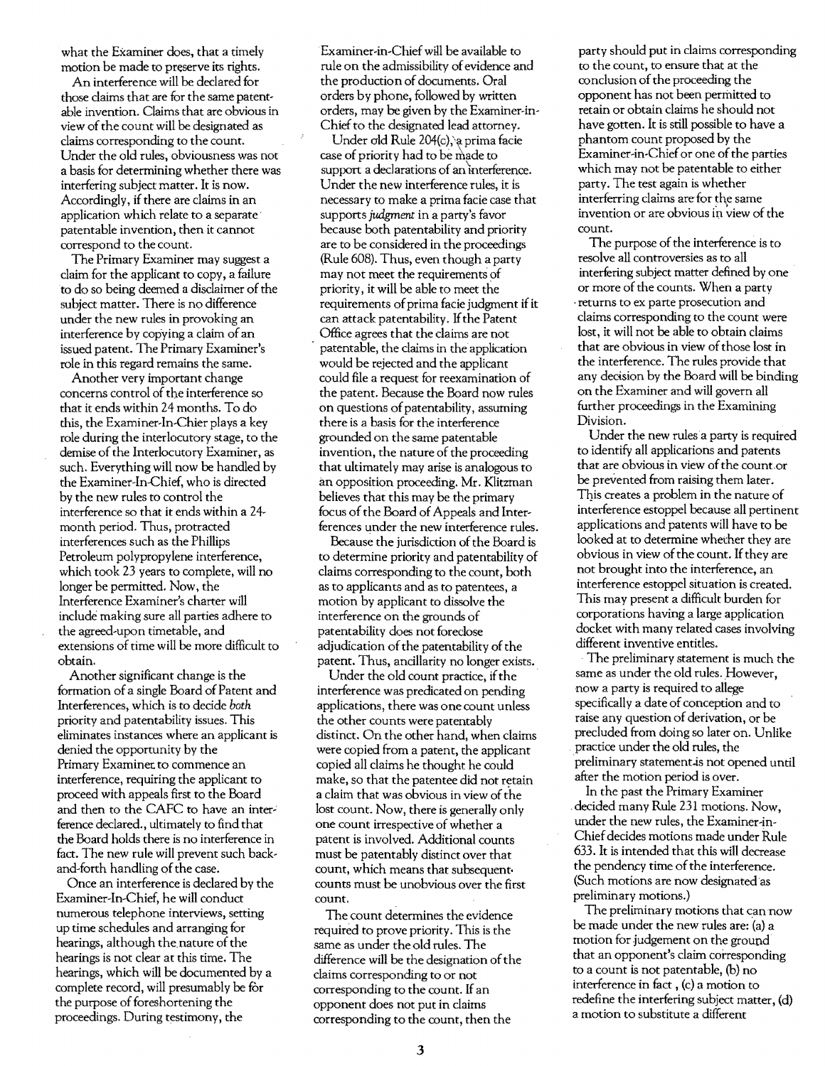what the Examiner does, that a timely motion be made to preserve its rights.

An interference will be declared for those claims that are for the same patentable invention. Claims that are obvious in view of the count will be designated as claims corresponding to the count. Under the old rules, obviousness was not a basis for determining whether there was interfering subject matter. It is now. Accordingly, if there are claims in an application which relate to a separate patentable invention, then it cannot correspond to the count.

The Primary Examiner may suggest a claim for the applicant to copy, a failure to do so being deemed a disclaimer of the subject matter. There is no difference under the new rules in provoking an interference by copying a claim of an issued patent. The Primary Examiner's role in this regard remains the same.

Another very important change concerns control of the interference so that it ends within 24 months. To do this, the Examiner-In-Chier plays a key role during the interlocutory stage, to the demise of the Interlocutory Examiner, as such. Everything will now be handled by the Examiner-In-Chief, who is directed by the new rules to control the interference so that it ends within a 24-month period. Thus, protracted interferences such as the Phillips Petroleum polypropylene interference, which took 23 years to complete, will no longer be permitted. Now, the Interference Examiner's charter will include making sure all parties adhere to the agreed-upon timetable, and extensions of time will be more difficult to obtain.

Another significant change is the formation of a single Board of Patent and Interferences, which is to decide *both* priority and patentability issues. This eliminates instances where an applicant is denied the opportunity by the Primary Examiner to commence an interference, requiring the applicant to proceed with appeals first to the Board and then to the CAFC to have an interference declared., ultimately to find that the Board holds there is no interference in fact. The new rule will prevent such back-and-forth handling of the case.

Once an interference is declared by the Examiner-In-Chief, he will conduct numerous telephone interviews, setting up time schedules and arranging for hearings, although the nature of the hearings is not clear at this time. The hearings, which will be documented by a complete record, will presumably be for the purpose of foreshortening the proceedings. During testimony, the Examiner-in-Chief will be available to rule on the admissibility of evidence and the production of documents. Oral orders by phone, followed by written orders, may be given by the Examiner-in-Chief to the designated lead attorney.

Under old Rule 204(c), a prima facie case of priority had to be made to support a declarations of an interference. Under the new interference rules, it is necessary to make a prima facie case that supports *judgment* in a party's favor because both patentability and priority are to be considered in the proceedings (Rule 608). Thus, even though a party may not meet the requirements of priority, it will be able to meet the requirements of prima facie judgment if it can attack patentability. If the Patent Office agrees that the claims are not patentable, the claims in the application would be rejected and the applicant could file a request for reexamination of the patent. Because the Board now rules on questions of patentability, assuming there is a basis for the interference grounded on the same patentable invention, the nature of the proceeding that ultimately may arise is analogous to an opposition proceeding. Mr. Klitzman believes that this may be the primary focus of the Board of Appeals and Interferences under the new interference rules.

Because the jurisdiction of the Board is to determine priority and patentability of claims corresponding to the count, both as to applicants and as to patentees, a motion by applicant to dissolve the interference on the grounds of patentability does not foreclose adjudication of the patentability of the patent. Thus, ancillarity no longer exists.

Under the old count practice, if the interference was predicated on pending applications, there was one count unless the other counts were patentably distinct. On the other hand, when claims were copied from a patent, the applicant copied all claims he thought he could make, so that the patentee did not retain a claim that was obvious in view of the lost count. Now, there is generally only one count irrespective of whether a patent is involved. Additional counts must be patentably distinct over that count, which means that subsequent counts must be unobvious over the first count.

The count determines the evidence required to prove priority. This is the same as under the old rules. The difference will be the designation of the claims corresponding to or not corresponding to the count. If an opponent does not put in claims corresponding to the count, then the party should put in claims corresponding to the count, to ensure that at the conclusion of the proceeding the opponent has not been permitted to retain or obtain claims he should not have gotten. It is still possible to have a phantom count proposed by the Examiner-in-Chief or one of the parties which may not be patentable to either party. The test again is whether interferring claims are for the same invention or are obvious in view of the count.

The purpose of the interference is to resolve all controversies as to all interfering subject matter defined by one or more of the counts. When a party returns to ex parte prosecution and claims corresponding to the count were lost, it will not be able to obtain claims that are obvious in view of those lost in the interference. The rules provide that any decision by the Board will be binding on the Examiner and will govern all further proceedings in the Examining Division.

Under the new rules a party is required to identify all applications and patents that are obvious in view of the count or be prevented from raising them later. This creates a problem in the nature of interference estoppel because all pertinent applications and patents will have to be looked at to determine whether they are obvious in view of the count. If they are not brought into the interference, an interference estoppel situation is created. This may present a difficult burden for corporations having a large application docket with many related cases involving different inventive entitles.

The preliminary statement is much the same as under the old rules. However, now a party is required to allege specifically a date of conception and to raise any question of derivation, or be precluded from doing so later on. Unlike practice under the old rules, the preliminary statement is not opened until after the motion period is over.

In the past the Primary Examiner decided many Rule 231 motions. Now, under the new rules, the Examiner-in-Chief decides motions made under Rule 633. It is intended that this will decrease the pendency time of the interference. (Such motions are now designated as preliminary motions.)

The preliminary motions that can now be made under the new rules are: (a) a motion for judgement on the ground that an opponent's claim corresponding to a count is not patentable, (b) no interference in fact , (c) a motion to redefine the interfering subject matter, (d) a motion to substitute a different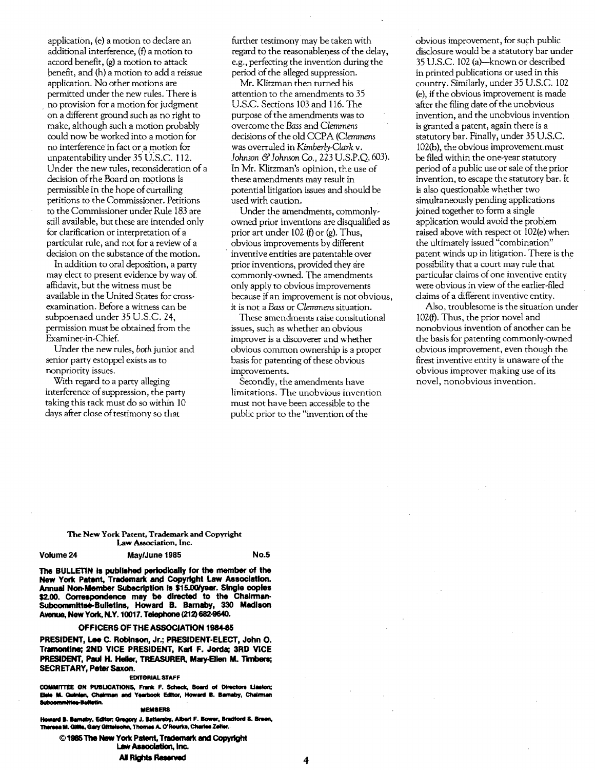application, (e) a motion to declare an additional interference, (f) a motion to accord benefit, (g) a motion to attack benefit, and (h) a motion to add a reissue application. No other motions are permitted under the new rules. There is no provision for a motion for judgment on a different ground such as no right to make, although such a motion probably could now be worked into a motion for no interference in fact or a motion for unpatentability under 35 U.S.C. 112. Under the new rules, reconsideration of a decision of the Board on motions is permissible in the hope of curtailing petitions to the Commissioner. Petitions to the Commissioner under Rule 183 are still available, but these are intended only for clarification or interpretation of a particular rule, and not for a review of a decision on the substance of the motion.

In addition to oral deposition, a party may elect to present evidence by way of affidavit, but the witness must be available in the United States for cross-examination. Before a witness can be subpoenaed under 35 U.S.C. 24, permission must be obtained from the Examiner-in-Chief.

Under the new rules, *both* junior and senior party estoppel exists as to nonpriority issues.

With regard to a party alleging interference of suppression, the party taking this tack must do so within 10 days after close of testimony so that further testimony may be taken with regard to the reasonableness of the delay, e.g., perfecting the invention during the period of the alleged suppression.

Mr. Klitzman then turned his attention to the amendments to 35 U.S.C. Sections 103 and 116. The purpose of the amendments was to overcome the *Bass* and *Clemmens* decisions of the old CCPA (*Clemmens* was overruled in *Kimberly-Clark* v. *Johnson & Johnson Co.*, 223 U.S.P.Q. 603). In Mr. Klitzman's opinion, the use of these amendments may result in potential litigation issues and should be used with caution.

Under the amendments, commonly-owned prior inventions are disqualified as prior art under 102 (f) or (g). Thus, obvious improvements by different inventive entities are patentable over prior inventions, provided they are commonly-owned. The amendments only apply to obvious improvements because if an improvement is not obvious, it is not a *Bass* or *Clemmens* situation.

These amendments raise consitutional issues, such as whether an obvious improver is a discoverer and whether obvious common ownership is a proper basis for patenting of these obvious improvements.

Secondly, the amendments have limitations. The unobvious invention must not have been accessible to the public prior to the "invention of the obvious improvement, for such public disclosure would be a statutory bar under 35 U.S.C. 102 (a)—known or described in printed publications or used in this country. Similarly, under 35 U.S.C. 102 (e), if the obvious improvement is made after the filing date of the unobvious invention, and the unobvious invention is granted a patent, again there is a statutory bar. Finally, under 35 U.S.C. 102(b), the obvious improvement must be filed within the one-year statutory period of a public use or sale of the prior invention, to escape the statutory bar. It is also questionable whether two simultaneously pending applications joined together to form a single application would avoid the problem raised above with respect ot 102(e) when the ultimately issued "combination" patent winds up in litigation. There is the possibility that a court may rule that particular claims of one inventive entity were obvious in view of the earlier-filed claims of a different inventive entity.

Also, troublesome is the situation under 102(f). Thus, the prior novel and nonobvious invention of another can be the basis for patenting commonly-owned obvious improvement, even though the first inventive entity is unaware of the obvious improver making use of its novel, nonobvious invention.

---

The New York Patent, Trademark and Copyright Law Association, Inc.

**Volume 24 — May/June 1985 — No. 5**

**The BULLETIN is published periodically for the member of the New York Patent, Trademark and Copyright Law Association. Annual Non-Member Subscription is $15.00/year. Single copies $2.00. Correspondence may be directed to the Chairman-Subcommittee-Bulletins, Howard B. Barnaby, 330 Madison Avenue, New York, N.Y. 10017. Telephone (212) 682-9640.**

**OFFICERS OF THE ASSOCIATION 1984-85**

**PRESIDENT, Lee C. Robinson, Jr.; PRESIDENT-ELECT, John O. Tramontine; 2ND VICE PRESIDENT, Karl F. Jorda; 3RD VICE PRESIDENT, Paul H. Heller, TREASURER, Mary-Ellen M. Timbers; SECRETARY, Peter Saxon.**

**EDITORIAL STAFF**

**COMMITTEE ON PUBLICATIONS, Frank F. Scheck, Board of Directors Liaison; Elsie M. Quinlan, Chairman and Yearbook Editor, Howard B. Barnaby, Chairman Subcommittee-Bulletin.**

**MEMBERS**

**Howard B. Barnaby, Editor; Gregory J. Battersby, Albert F. Bower, Bradford S. Breen, Theresa M. Gillis, Gary Gittelsohn, Thomas A. O'Rourke, Charles Zeller.**

**© 1985 The New York Patent, Trademark and Copyright Law Association, Inc.**

**All Rights Reserved**